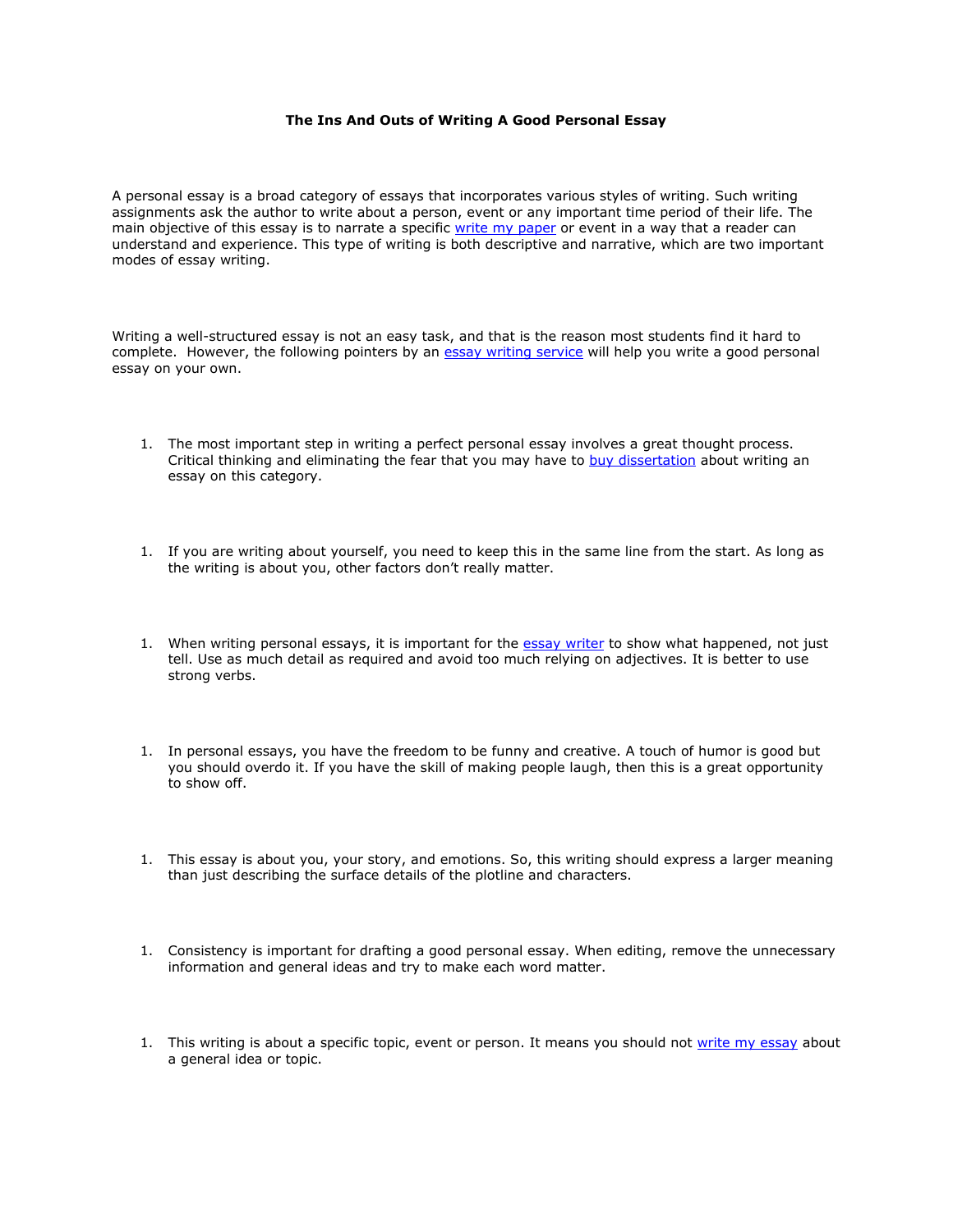# The Ins And Outs of Writing A Good Personal Essay

A personal essay is a broad category of essays that incorporates various styles of writing. Such writing assignments ask the author to write about a person, event or any important time period of their life. The main objective of this essay is to narrate a specific [write my paper] or event in a way that a reader can understand and experience. This type of writing is both descriptive and narrative, which are two important modes of essay writing.

Writing a well-structured essay is not an easy task, and that is the reason most students find it hard to complete. However, the following pointers by an [essay writing service] will help you write a good personal essay on your own.

1. The most important step in writing a perfect personal essay involves a great thought process. Critical thinking and eliminating the fear that you may have to [buy dissertation] about writing an essay on this category.

1. If you are writing about yourself, you need to keep this in the same line from the start. As long as the writing is about you, other factors don't really matter.

1. When writing personal essays, it is important for the [essay writer] to show what happened, not just tell. Use as much detail as required and avoid too much relying on adjectives. It is better to use strong verbs.

1. In personal essays, you have the freedom to be funny and creative. A touch of humor is good but you should overdo it. If you have the skill of making people laugh, then this is a great opportunity to show off.

1. This essay is about you, your story, and emotions. So, this writing should express a larger meaning than just describing the surface details of the plotline and characters.

1. Consistency is important for drafting a good personal essay. When editing, remove the unnecessary information and general ideas and try to make each word matter.

1. This writing is about a specific topic, event or person. It means you should not [write my essay] about a general idea or topic.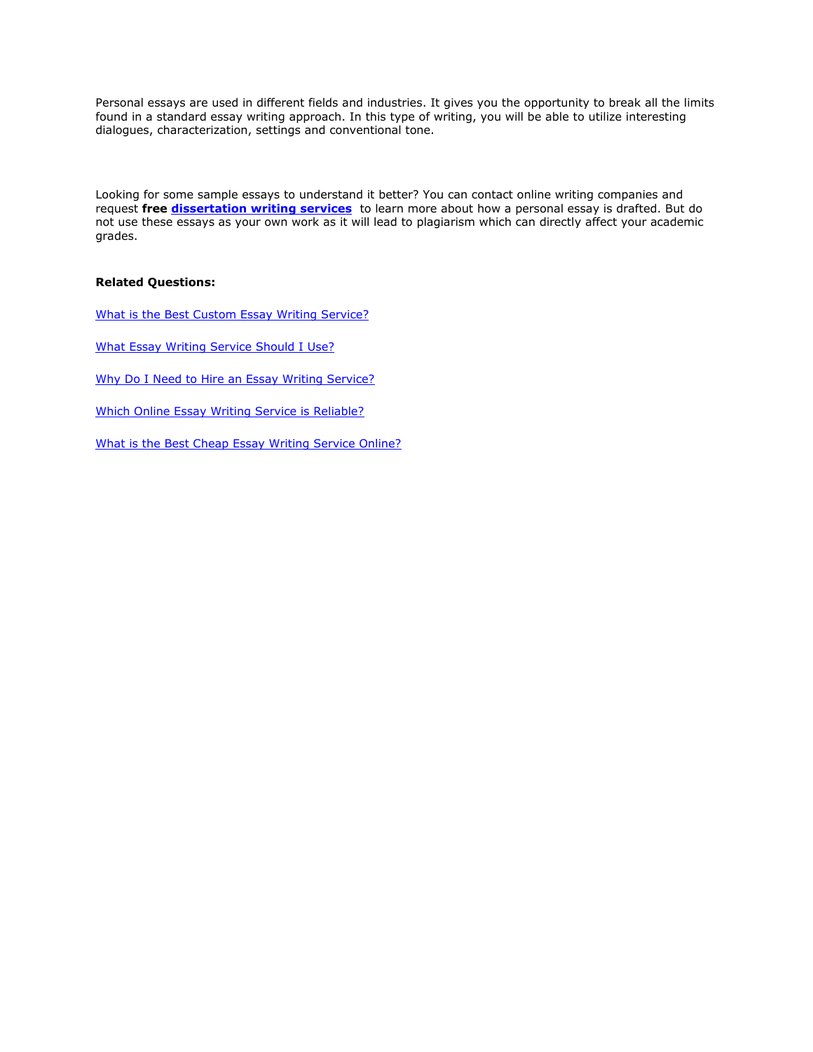Personal essays are used in different fields and industries. It gives you the opportunity to break all the limits found in a standard essay writing approach. In this type of writing, you will be able to utilize interesting dialogues, characterization, settings and conventional tone.

Looking for some sample essays to understand it better? You can contact online writing companies and request **free** **dissertation writing services** to learn more about how a personal essay is drafted. But do not use these essays as your own work as it will lead to plagiarism which can directly affect your academic grades.

**Related Questions:**

What is the Best Custom Essay Writing Service?

What Essay Writing Service Should I Use?

Why Do I Need to Hire an Essay Writing Service?

Which Online Essay Writing Service is Reliable?

What is the Best Cheap Essay Writing Service Online?